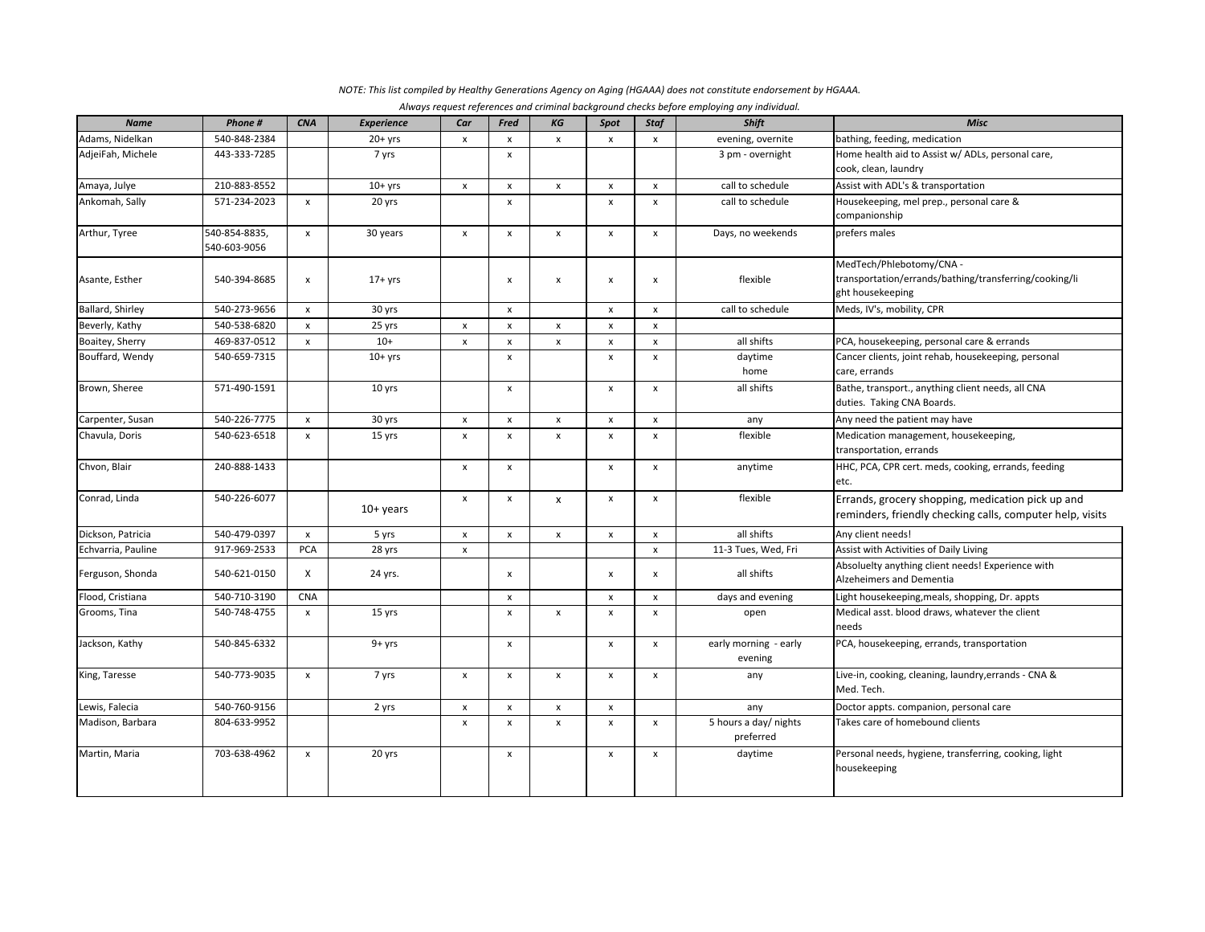*NOTE: This list compiled by Healthy Generations Agency on Aging (HGAAA) does not constitute endorsement by HGAAA.*

*Always request references and criminal background checks before employing any individual.*

| Name | Phone # | CNA | Experience | Car | Fred | KG | Spot | Staf | Shift | Misc |
|---|---|---|---|---|---|---|---|---|---|---|
| Adams, Nidelkan | 540-848-2384 | | 20+ yrs | x | x | x | x | x | evening, overnite | bathing, feeding, medication |
| AdjeiFah, Michele | 443-333-7285 | | 7 yrs | | x | | | | 3 pm - overnight | Home health aid to Assist w/ ADLs, personal care, cook, clean, laundry |
| Amaya, Julye | 210-883-8552 | | 10+ yrs | x | x | x | x | x | call to schedule | Assist with ADL's & transportation |
| Ankomah, Sally | 571-234-2023 | x | 20 yrs | | x | | x | x | call to schedule | Housekeeping, mel prep., personal care & companionship |
| Arthur, Tyree | 540-854-8835, 540-603-9056 | x | 30 years | x | x | x | x | x | Days, no weekends | prefers males |
| Asante, Esther | 540-394-8685 | x | 17+ yrs | | x | x | x | x | flexible | MedTech/Phlebotomy/CNA - transportation/errands/bathing/transferring/cooking/light housekeeping |
| Ballard, Shirley | 540-273-9656 | x | 30 yrs | | x | | x | x | call to schedule | Meds, IV's, mobility, CPR |
| Beverly, Kathy | 540-538-6820 | x | 25 yrs | x | x | x | x | x | | |
| Boaitey, Sherry | 469-837-0512 | x | 10+ | x | x | x | x | x | all shifts | PCA, housekeeping, personal care & errands |
| Bouffard, Wendy | 540-659-7315 | | 10+ yrs | | x | | x | x | daytime home | Cancer clients, joint rehab, housekeeping, personal care, errands |
| Brown, Sheree | 571-490-1591 | | 10 yrs | | x | | x | x | all shifts | Bathe, transport., anything client needs, all CNA duties. Taking CNA Boards. |
| Carpenter, Susan | 540-226-7775 | x | 30 yrs | x | x | x | x | x | any | Any need the patient may have |
| Chavula, Doris | 540-623-6518 | x | 15 yrs | x | x | x | x | x | flexible | Medication management, housekeeping, transportation, errands |
| Chvon, Blair | 240-888-1433 | | | x | x | | x | x | anytime | HHC, PCA, CPR cert. meds, cooking, errands, feeding etc. |
| Conrad, Linda | 540-226-6077 | | 10+ years | x | x | x | x | x | flexible | Errands, grocery shopping, medication pick up and reminders, friendly checking calls, computer help, visits |
| Dickson, Patricia | 540-479-0397 | x | 5 yrs | x | x | x | x | x | all shifts | Any client needs! |
| Echvarria, Pauline | 917-969-2533 | PCA | 28 yrs | x | | | | x | 11-3 Tues, Wed, Fri | Assist with Activities of Daily Living |
| Ferguson, Shonda | 540-621-0150 | X | 24 yrs. | | x | | x | x | all shifts | Absoluelty anything client needs! Experience with Alzeheimers and Dementia |
| Flood, Cristiana | 540-710-3190 | CNA | | | x | | x | x | days and evening | Light housekeeping,meals, shopping, Dr. appts |
| Grooms, Tina | 540-748-4755 | x | 15 yrs | | x | x | x | x | open | Medical asst. blood draws, whatever the client needs |
| Jackson, Kathy | 540-845-6332 | | 9+ yrs | | x | | x | x | early morning - early evening | PCA, housekeeping, errands, transportation |
| King, Taresse | 540-773-9035 | x | 7 yrs | x | x | x | x | x | any | Live-in, cooking, cleaning, laundry,errands - CNA & Med. Tech. |
| Lewis, Falecia | 540-760-9156 | | 2 yrs | x | x | x | x | | any | Doctor appts. companion, personal care |
| Madison, Barbara | 804-633-9952 | | | x | x | x | x | x | 5 hours a day/ nights preferred | Takes care of homebound clients |
| Martin, Maria | 703-638-4962 | x | 20 yrs | | x | | x | x | daytime | Personal needs, hygiene, transferring, cooking, light housekeeping |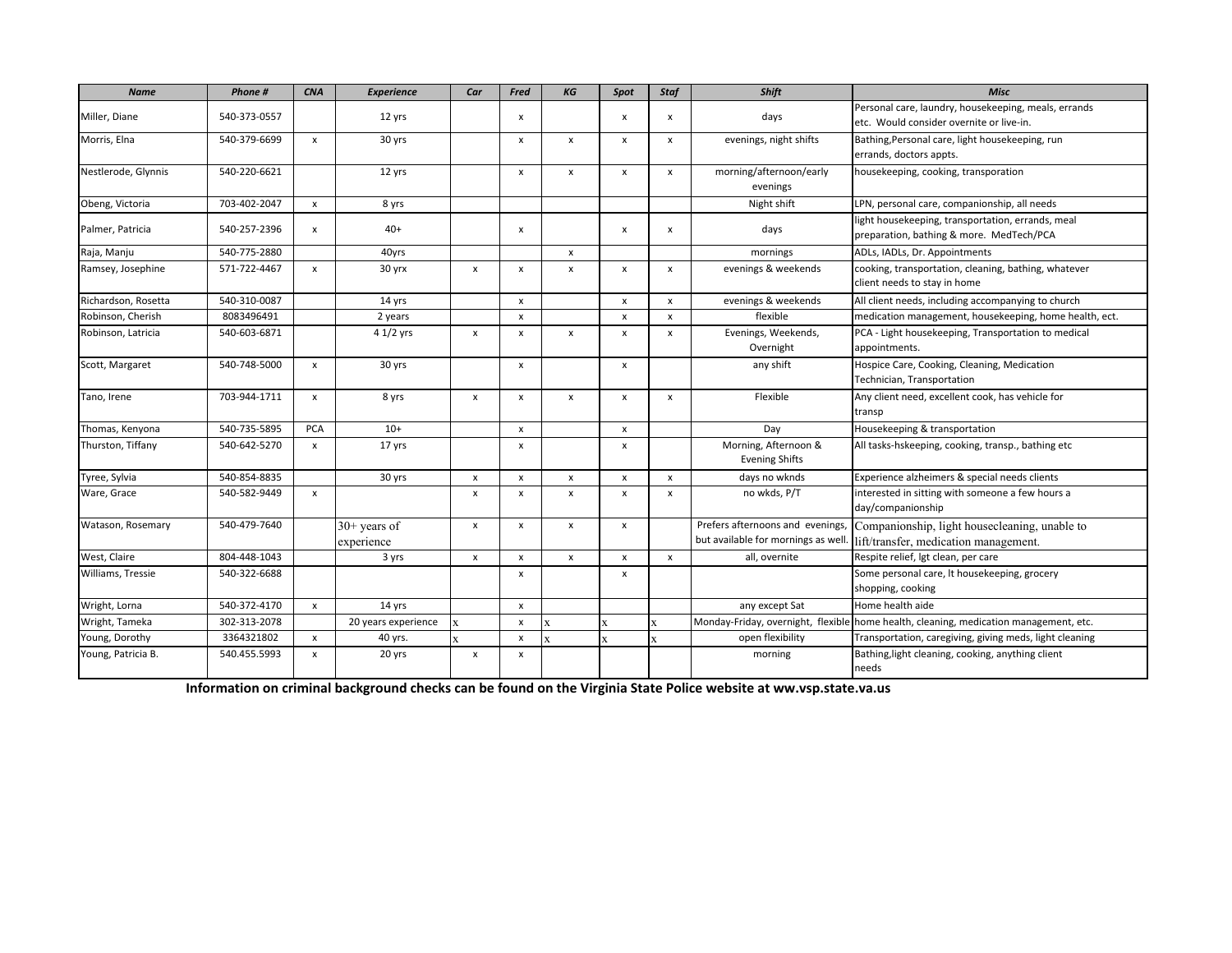| Name | Phone # | CNA | Experience | Car | Fred | KG | Spot | Staf | Shift | Misc |
|---|---|---|---|---|---|---|---|---|---|---|
| Miller, Diane | 540-373-0557 | | 12 yrs | | x | | x | x | days | Personal care, laundry, housekeeping, meals, errands etc. Would consider overnite or live-in. |
| Morris, Elna | 540-379-6699 | x | 30 yrs | | x | x | x | x | evenings, night shifts | Bathing,Personal care, light housekeeping, run errands, doctors appts. |
| Nestlerode, Glynnis | 540-220-6621 | | 12 yrs | | x | x | x | x | morning/afternoon/early evenings | housekeeping, cooking, transporation |
| Obeng, Victoria | 703-402-2047 | x | 8 yrs | | | | | | Night shift | LPN, personal care, companionship, all needs |
| Palmer, Patricia | 540-257-2396 | x | 40+ | | x | | x | x | days | light housekeeping, transportation, errands, meal preparation, bathing & more. MedTech/PCA |
| Raja, Manju | 540-775-2880 | | 40yrs | | | x | | | mornings | ADLs, IADLs, Dr. Appointments |
| Ramsey, Josephine | 571-722-4467 | x | 30 yrx | x | x | x | x | x | evenings & weekends | cooking, transportation, cleaning, bathing, whatever client needs to stay in home |
| Richardson, Rosetta | 540-310-0087 | | 14 yrs | | x | | x | x | evenings & weekends | All client needs, including accompanying to church |
| Robinson, Cherish | 8083496491 | | 2 years | | x | | x | x | flexible | medication management, housekeeping, home health, ect. |
| Robinson, Latricia | 540-603-6871 | | 4 1/2 yrs | x | x | x | x | x | Evenings, Weekends, Overnight | PCA - Light housekeeping, Transportation to medical appointments. |
| Scott, Margaret | 540-748-5000 | x | 30 yrs | | x | | x | | any shift | Hospice Care, Cooking, Cleaning, Medication Technician, Transportation |
| Tano, Irene | 703-944-1711 | x | 8 yrs | x | x | x | x | x | Flexible | Any client need, excellent cook, has vehicle for transp |
| Thomas, Kenyona | 540-735-5895 | PCA | 10+ | | x | | x | | Day | Housekeeping & transportation |
| Thurston, Tiffany | 540-642-5270 | x | 17 yrs | | x | | x | | Morning, Afternoon & Evening Shifts | All tasks-hskeeping, cooking, transp., bathing etc |
| Tyree, Sylvia | 540-854-8835 | | 30 yrs | x | x | x | x | x | days no wknds | Experience alzheimers & special needs clients |
| Ware, Grace | 540-582-9449 | x | | x | x | x | x | x | no wkds, P/T | interested in sitting with someone a few hours a day/companionship |
| Watason, Rosemary | 540-479-7640 | | 30+ years of experience | x | x | x | x | | Prefers afternoons and evenings, but available for mornings as well. | Companionship, light housecleaning, unable to lift/transfer, medication management. |
| West, Claire | 804-448-1043 | | 3 yrs | x | x | x | x | x | all, overnite | Respite relief, lgt clean, per care |
| Williams, Tressie | 540-322-6688 | | | | x | | x | | | Some personal care, lt housekeeping, grocery shopping, cooking |
| Wright, Lorna | 540-372-4170 | x | 14 yrs | | x | | | | any except Sat | Home health aide |
| Wright, Tameka | 302-313-2078 | | 20 years experience | x | x | x | x | x | Monday-Friday, overnight, flexible | home health, cleaning, medication management, etc. |
| Young, Dorothy | 3364321802 | x | 40 yrs. | x | x | x | x | x | open flexibility | Transportation, caregiving, giving meds, light cleaning |
| Young, Patricia B. | 540.455.5993 | x | 20 yrs | x | x | | | | morning | Bathing,light cleaning, cooking, anything client needs |

**Information on criminal background checks can be found on the Virginia State Police website at ww.vsp.state.va.us**